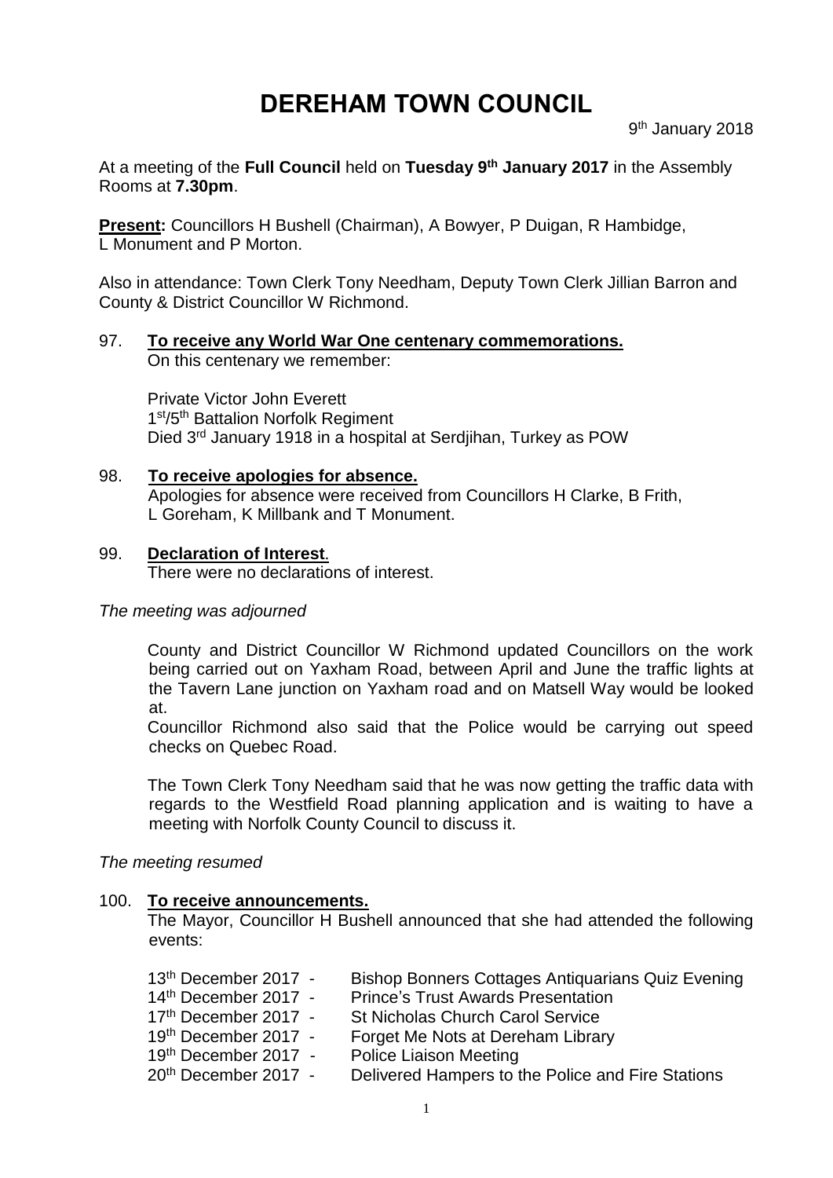# DEREHAM TOWN COUNCIL

9th January 2018

At a meeting of the **Full Council** held on **Tuesday 9th January 2017** in the Assembly Rooms at **7.30pm**.

**Present:** Councillors H Bushell (Chairman), A Bowyer, P Duigan, R Hambidge, L Monument and P Morton.

Also in attendance: Town Clerk Tony Needham, Deputy Town Clerk Jillian Barron and County & District Councillor W Richmond.

97. **To receive any World War One centenary commemorations.**
    On this centenary we remember:

    Private Victor John Everett
    1st/5th Battalion Norfolk Regiment
    Died 3rd January 1918 in a hospital at Serdjihan, Turkey as POW

98. **To receive apologies for absence.**
    Apologies for absence were received from Councillors H Clarke, B Frith, L Goreham, K Millbank and T Monument.

99. **Declaration of Interest**.
    There were no declarations of interest.

*The meeting was adjourned*

County and District Councillor W Richmond updated Councillors on the work being carried out on Yaxham Road, between April and June the traffic lights at the Tavern Lane junction on Yaxham road and on Matsell Way would be looked at.
Councillor Richmond also said that the Police would be carrying out speed checks on Quebec Road.

The Town Clerk Tony Needham said that he was now getting the traffic data with regards to the Westfield Road planning application and is waiting to have a meeting with Norfolk County Council to discuss it.

*The meeting resumed*

100. **To receive announcements.**
     The Mayor, Councillor H Bushell announced that she had attended the following events:

     13th December 2017 - Bishop Bonners Cottages Antiquarians Quiz Evening
     14th December 2017 - Prince's Trust Awards Presentation
     17th December 2017 - St Nicholas Church Carol Service
     19th December 2017 - Forget Me Nots at Dereham Library
     19th December 2017 - Police Liaison Meeting
     20th December 2017 - Delivered Hampers to the Police and Fire Stations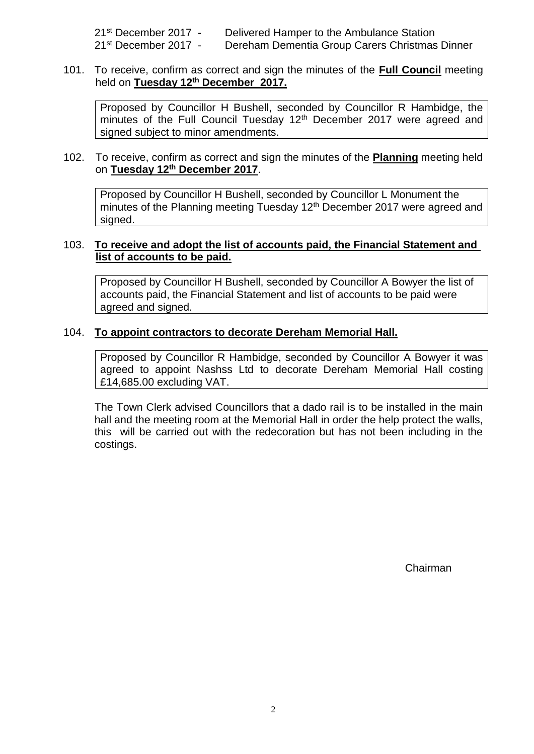21st December 2017 - Delivered Hamper to the Ambulance Station
21st December 2017 - Dereham Dementia Group Carers Christmas Dinner

101. To receive, confirm as correct and sign the minutes of the **Full Council** meeting held on **Tuesday 12th December 2017.**

Proposed by Councillor H Bushell, seconded by Councillor R Hambidge, the minutes of the Full Council Tuesday 12th December 2017 were agreed and signed subject to minor amendments.

102. To receive, confirm as correct and sign the minutes of the **Planning** meeting held on **Tuesday 12th December 2017**.

Proposed by Councillor H Bushell, seconded by Councillor L Monument the minutes of the Planning meeting Tuesday 12th December 2017 were agreed and signed.

103. **To receive and adopt the list of accounts paid, the Financial Statement and list of accounts to be paid.**

Proposed by Councillor H Bushell, seconded by Councillor A Bowyer the list of accounts paid, the Financial Statement and list of accounts to be paid were agreed and signed.

104. **To appoint contractors to decorate Dereham Memorial Hall.**

Proposed by Councillor R Hambidge, seconded by Councillor A Bowyer it was agreed to appoint Nashss Ltd to decorate Dereham Memorial Hall costing £14,685.00 excluding VAT.

The Town Clerk advised Councillors that a dado rail is to be installed in the main hall and the meeting room at the Memorial Hall in order the help protect the walls, this will be carried out with the redecoration but has not been including in the costings.

Chairman